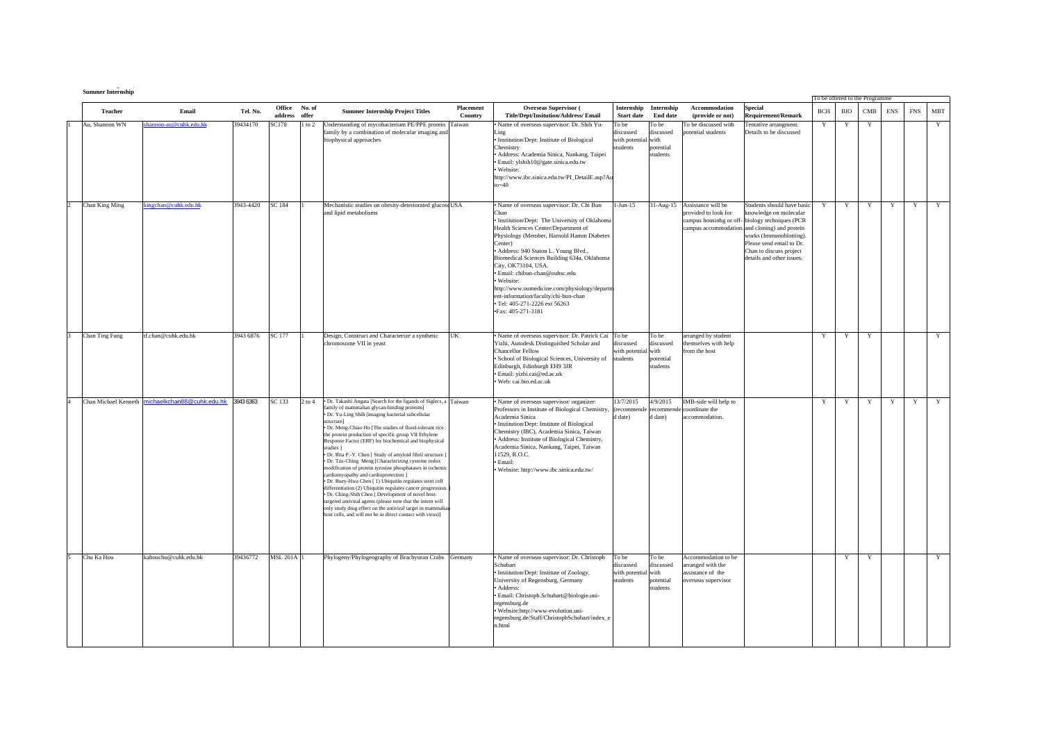**Summer Internship**

| | Teacher | Email | Tel. No. | Office address | No. of offer | Summer Internship Project Titles | Placement Country | Overseas Supervisor ( Title/Dept/Insitution/Address/ Email | Internship Start date | Internship End date | Accommodation (provide or not) | Special Requirement/Remark | To be offered to the Programme BCH | BIO | CMB | ENS | FNS | MBT |
|---|---|---|---|---|---|---|---|---|---|---|---|---|---|---|---|---|---|---|
| 1 | Au, Shannon WN | shannon-au@cuhk.edu.hk | 39434170 | SC178 | 1 to 2 | Understanding of mycobacterium PE/PPE protein family by a combination of molecular imaging and biophysical approaches | Taiwan | • Name of overseas supervisor: Dr. Shih Yu-Ling<br>• Institution/Dept: Institute of Biological Chemistry<br>• Address: Academia Sinica, Nankang, Taipei<br>• Email: ylshih10@gate.sinica.edu.tw<br>• Website: http://www.ibc.sinica.edu.tw/PI_DetailE.asp?Auto=40 | To be discussed with potential students | To be discussed with potential students | To be discussed with potential students | Tentative arrangment. Details to be discussed | Y | Y | Y | | | Y |
| 2 | Chan King Ming | kingchan@cuhk.edu.hk | 3943-4420 | SC 184 | 1 | Mechanistic studies on obesity-deteriorated glucose and lipid metabolisms | USA | • Name of overseas supervisor: Dr. Chi Bun Chan<br>• Institution/Dept: The University of Oklahoma Health Sciences Center/Department of Physiology (Member, Harnold Hamm Diabetes Center)<br>• Address: 940 Staton L. Young Blvd., Biomedical Sciences Building 634a, Oklahoma City, OK73104, USA.<br>• Email: chibun-chan@ouhsc.edu<br>• Website: http://www.oumedicine.com/physiology/department-information/faculty/chi-bun-chan<br>• Tel: 405-271-2226 ext 56263<br>•Fax: 405-271-3181 | 1-Jun-15 | 31-Aug-15 | Assistance will be provided to look for campus housinhg or off-campus accommodation. | Students should have basic knowledge on molecular biology techniques (PCR and cloning) and protein works (Immunoblotting). Please send email to Dr. Chan to discuss project details and other issues. | Y | Y | Y | Y | Y | Y |
| 3 | Chan Ting Fung | tf.chan@cuhk.edu.hk | 3943 6876 | SC 177 | 1 | Design, Construct and Characterize a synthetic chromosome VII in yeast | UK | • Name of overseas supervisor: Dr. Patrick Cai Yizhi, Autodesk Distinguished Scholar and Chancellor Fellow<br>• School of Biological Sciences, University of Edinburgh, Edinburgh EH9 3JR<br>• Email: yizhi.cai@ed.ac.uk<br>• Web: cai.bio.ed.ac.uk | To be discussed with potential students | To be discussed with potential students | arranged by student themselves with help from the host | | Y | Y | Y | | | Y |
| 4 | Chan Michael Kenneth | michaelkchan88@cuhk.edu.hk | 3943 6363 | SC 133 | 2 to 4 | • Dr. Takashi Angata [Search for the ligands of Siglecs, a family of mammalian glycan-binding proteins]<br>• Dr. Yu-Ling Shih [imaging bacterial subcellular structure]<br>• Dr. Meng-Chiao Ho [The studies of flood-tolerant rice : the protein production of specific group VII Ethylene Response Factor (ERF) for biochemical and biophysical studies ]<br>• Dr. Rita P.-Y. Chen [ Study of amyloid fibril structure ]<br>• Dr. Tzu-Ching Meng [Characterizing cysteine redox modification of protein tyrosine phosphatases in ischemic cardiomyopathy and cardioprotection ]<br>• Dr. Ruey-Hwa Chen [ 1) Ubiquitin regulates stem cell differentiation (2) Ubiquitin regulates cancer progression. ]<br>• Dr. Ching-Shih Chen [ Development of novel host-targeted antiviral agents (please note that the intern will only study drug effect on the antiviral target in mammalian host cells, and will not be in direct contact with virus)] | Taiwan | • Name of overseas supervisor/ organizer: Professors in Institute of Biological Chemistry, Academia Sinica<br>• Institution/Dept: Institute of Biological Chemistry (IBC), Academia Sinica, Taiwan<br>• Address: Institute of Biological Chemistry, Academia Sinica, Nankang, Taipei, Taiwan 11529, R.O.C.<br>• Email:<br>• Website: http://www.ibc.sinica.edu.tw/ | 13/7/2015 (recommended date) | 4/9/2015 (recommended date) | IMB-side will help to coordinate the accommodation. | | Y | Y | Y | Y | Y | Y |
| 5 | Chu Ka Hou | kahouchu@cuhk.edu.hk | 39436772 | MSL 201A | 1 | Phylogeny/Phylogeography of Brachyuran Crabs | Germany | • Name of overseas supervisor: Dr. Christoph Schubart<br>• Institution/Dept: Institute of Zoology, University of Regensburg, Germany<br>• Address:<br>• Email: Christoph.Schubart@biologie.uni-regensburg.de<br>• Website:http://www-evolution.uni-regensburg.de/Staff/ChristophSchubart/index_en.html | To be discussed with potential students | To be discussed with potential students | Accommodation to be arranged with the assistance of the overseas supervisor | | | Y | Y | | | Y |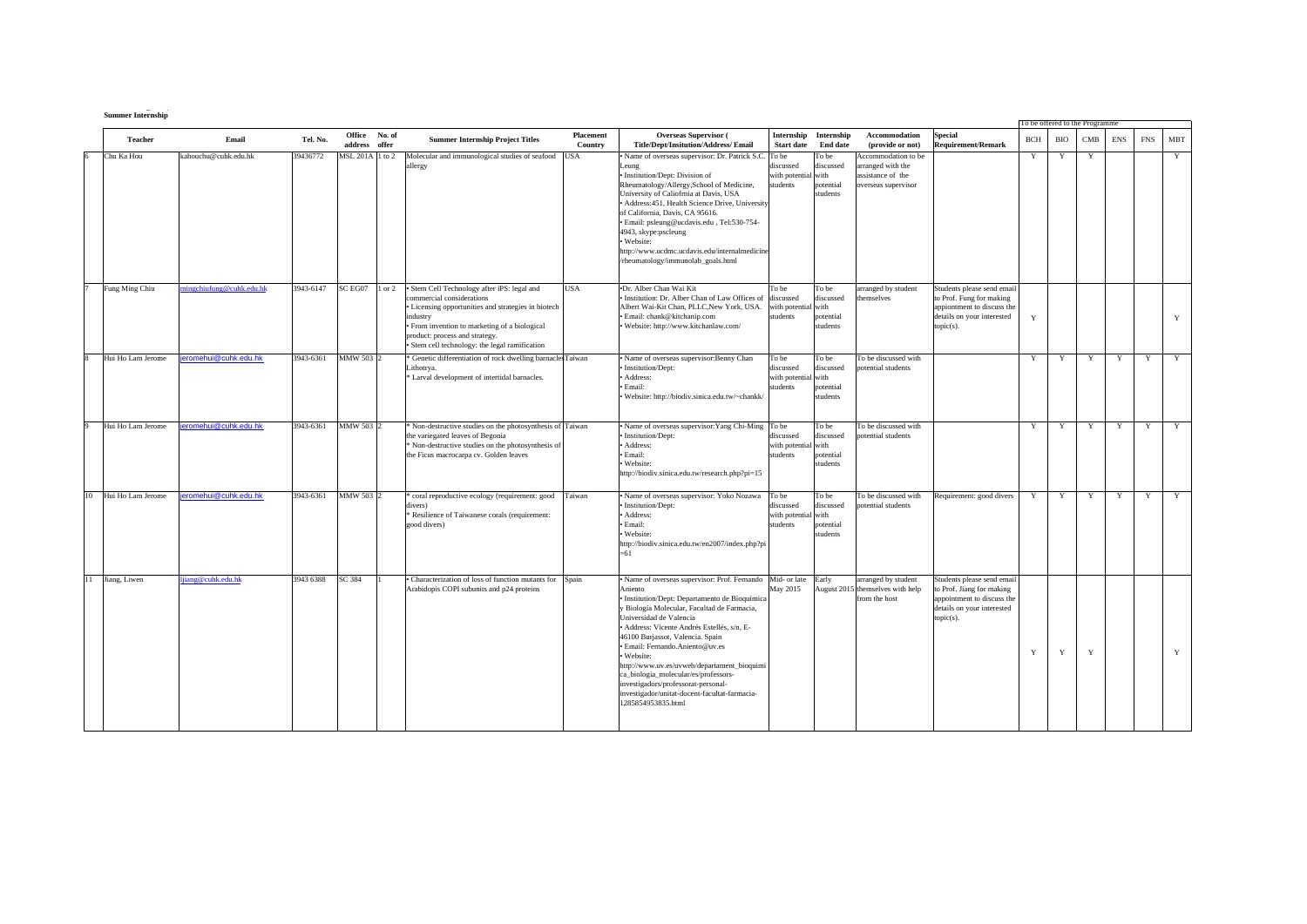**Summer Internship**

| | Teacher | Email | Tel. No. | Office address | No. of offer | Summer Internship Project Titles | Placement Country | Overseas Supervisor ( Title/Dept/Institution/Address/ Email | Internship Start date | Internship End date | Accommodation (provide or not) | Special Requirement/Remark | To be offered to the Programme BCH | BIO | CMB | ENS | FNS | MBT |
|---|---|---|---|---|---|---|---|---|---|---|---|---|---|---|---|---|---|---|
| 6 | Chu Ka Hou | kahouchu@cuhk.edu.hk | 39436772 | MSL 201A | 1 to 2 | Molecular and immunological studies of seafood allergy | USA | • Name of overseas supervisor: Dr. Patrick S.C. Leung<br>• Institution/Dept: Division of Rheumatology/Allergy,School of Medicine, University of Caliofrnia at Davis, USA<br>• Address:451, Health Science Drive, University of California, Davis, CA 95616.<br>• Email: psleung@ucdavis.edu , Tel:530-754-4943, skype:pscleung<br>• Website: http://www.ucdmc.ucdavis.edu/internalmedicine/rheumatology/immunolab_goals.html | To be discussed with potential students | To be discussed with potential students | Accommodation to be arranged with the assistance of the overseas supervisor | | Y | Y | Y | | | Y |
| 7 | Fung Ming Chiu | mingchiufung@cuhk.edu.hk | 3943-6147 | SC EG07 | 1 or 2 | • Stem Cell Technology after iPS: legal and commercial considerations<br>• Licensing opportunities and strategies in biotech industry<br>• From invention to marketing of a biological product: process and strategy.<br>• Stem cell technology: the legal ramification | USA | •Dr. Alber Chan Wai Kit<br>• Institution: Dr. Alber Chan of Law Offices of Albert Wai-Kit Chan, PLLC,New York, USA.<br>• Email: chank@kitchanip.com<br>• Website: http://www.kitchanlaw.com/ | To be discussed with potential students | To be discussed with potential students | arranged by student themselves | Students please send email to Prof. Fung for making appiontment to discuss the details on your interested topic(s). | Y | | | | | Y |
| 8 | Hui Ho Lam Jerome | jeromehui@cuhk.edu.hk | 3943-6361 | MMW 503 | 2 | * Genetic differentiation of rock dwelling barnacles Lithotrya.<br>* Larval development of intertidal barnacles. | Taiwan | • Name of overseas supervisor:Benny Chan<br>• Institution/Dept:<br>• Address:<br>• Email:<br>• Website: http://biodiv.sinica.edu.tw/~chankk/ | To be discussed with potential students | To be discussed with potential students | To be discussed with potential students | | Y | Y | Y | Y | Y | Y |
| 9 | Hui Ho Lam Jerome | jeromehui@cuhk.edu.hk | 3943-6361 | MMW 503 | 2 | * Non-destructive studies on the photosynthesis of the variegated leaves of Begonia<br>* Non-destructive studies on the photosynthesis of the Ficus macrocarpa cv. Golden leaves | Taiwan | • Name of overseas supervisor:Yang Chi-Ming<br>• Institution/Dept:<br>• Address:<br>• Email:<br>• Website: http://biodiv.sinica.edu.tw/research.php?pi=15 | To be discussed with potential students | To be discussed with potential students | To be discussed with potential students | | Y | Y | Y | Y | Y | Y |
| 10 | Hui Ho Lam Jerome | jeromehui@cuhk.edu.hk | 3943-6361 | MMW 503 | 2 | * coral reproductive ecology (requirement: good divers)<br>* Resilience of Taiwanese corals (requirement: good divers) | Taiwan | • Name of overseas supervisor: Yoko Nozawa<br>• Institution/Dept:<br>• Address:<br>• Email:<br>• Website: http://biodiv.sinica.edu.tw/en2007/index.php?pi=61 | To be discussed with potential students | To be discussed with potential students | To be discussed with potential students | Requirement: good divers | Y | Y | Y | Y | Y | Y |
| 11 | Jiang, Liwen | ljiang@cuhk.edu.hk | 3943 6388 | SC 384 | 1 | • Characterization of loss of function mutants for Arabidopis COPI subunits and p24 proteins | Spain | • Name of overseas supervisor: Prof. Fernando Aniento<br>• Institution/Dept: Departamento de Bioquimica y Biologia Molecular, Facultad de Farmacia, Universidad de Valencia<br>• Address: Vicente Andrés Estellés, s/n, E-46100 Burjassot, Valencia. Spain<br>• Email: Fernando.Aniento@uv.es<br>• Website: http://www.uv.es/uvweb/departament_bioquimica_biologia_molecular/es/professors-investigadors/professorat-personal-investigador/unitat-docent-facultat-farmacia-1285854953835.html | Mid- or late May 2015 | Early August 2015 | arranged by student themselves with help from the host | Students please send email to Prof. Jiang for making appiontment to discuss the details on your interested topic(s). | Y | Y | Y | | | Y |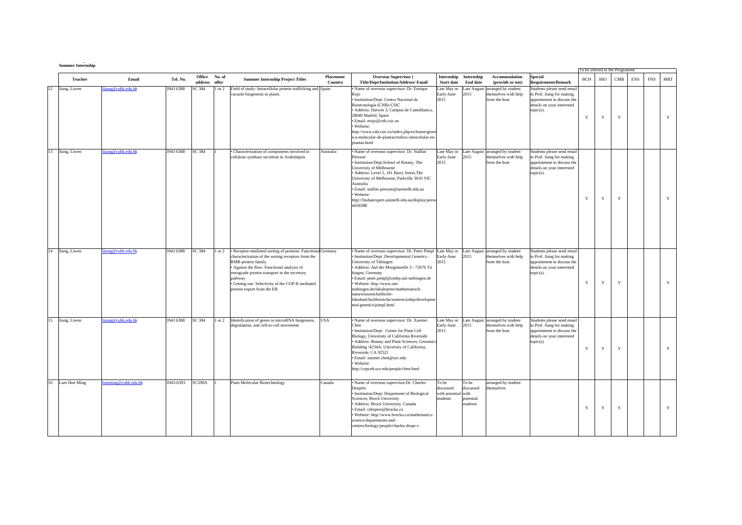**Summer Internship**

| | Teacher | Email | Tel. No. | Office address | No. of offer | Summer Internship Project Titles | Placement Country | Overseas Supervisor ( Title/Dept/Insitution/Address/ Email | Internship Start date | Internship End date | Accommodation (provide or not) | Special Requirement/Remark | To be offered to the Programme | | | | | |
|---|---|---|---|---|---|---|---|---|---|---|---|---|---|---|---|---|---|---|
| | | | | | | | | | | | | | BCH | BIO | CMB | ENS | FNS | MBT |
| 12 | Jiang, Liwen | ljiang@cuhk.edu.hk | 3943 6388 | SC 384 | 1 or 2 | Field of study: Intracellular protein trafficking and vacuole biogenesis in plants | Spain | • Name of overseas supervisor: Dr. Enrique Rojo<br>• Institution/Dept: Centro Nacional de Biotecnologia (CNB)-CSIC<br>• Address: Darwin 3, Campus de Cantoblanco, 28049 Madrid, Spain<br>• Email: erojo@cnb.csic.es<br>• Website: http://www.cnb.csic.es/index.php/es/home/genetica-molecular-de-plantas/trafico-intracelular-en-plantas.html | Late May or Early-June 2015 | Late August 2015 | arranged by student themselves with help from the host | Students please send email to Prof. Jiang for making appointment to discuss the details on your interested topic(s). | Y | Y | Y | | | Y |
| 13 | Jiang, Liwen | ljiang@cuhk.edu.hk | 3943 6388 | SC 384 | 1 | • Characterization of components involved in cellulose synthase secretion in Arabidopsis | Australia | • Name of overseas supervisor: Dr. Staffan Persson<br>• Institution/Dept:School of Botany, The University of Melbourne<br>• Address: Level 5, 161 Barry Street,The University of Melbourne, Parkville 3010 VIC Australia<br>• Email: staffan.persson@unimelb.edu.au<br>• Website: http://findanexpert.unimelb.edu.au/display/person658388 | Late May or Early-June 2015 | Late August 2015 | arranged by student themselves with help from the host | Students please send email to Prof. Jiang for making appointment to discuss the details on your interested topic(s). | Y | Y | Y | | | Y |
| 14 | Jiang, Liwen | ljiang@cuhk.edu.hk | 3943 6388 | SC 384 | 1 or 2 | • Receptor-mediated sorting of proteins: Functional characterization of the sorting receptors from the RMR-protein family<br>• Against the flow: Functional analysis of retrograde protein transport in the secretory pathway<br>• Getting out: Selectivity of the COP-II mediated protein export from the ER | Germany | • Name of overseas supervisor: Dr. Peter Pimpl<br>• Institution/Dept: Developmental Genetics - University of Tübingen<br>• Address: Auf der Morgenstelle 3 - 72076 Tübingen, Germany<br>• Email: peter.pimpl@zmbp.uni-tuebingen.de<br>• Website: http://www.uni-tuebingen.de/fakultaeten/mathematisch-naturwissenschaftliche-fakultaet/fachbereiche/zentren/zmbp/developmental-genetics/pimpl.html | Late May or Early-June 2015 | Late August 2015 | arranged by student themselves with help from the host | Students please send email to Prof. Jiang for making appointment to discuss the details on your interested topic(s). | Y | Y | Y | | | Y |
| 15 | Jiang, Liwen | ljiang@cuhk.edu.hk | 3943 6388 | SC 384 | 1 or 2 | Identification of genes in microRNA biogenesis, degradation, and cell-to-cell movement | USA | • Name of overseas supervisor: Dr. Xuemei Chen<br>• Institution/Dept: Center for Plant Cell Biology, University of California Riverside<br>• Address: Botany and Plant Sciences, Genomics Building /4234A, University of California, Riverside, CA 92521<br>• Email: xuemei.chen@ucr.edu<br>• Website: http://cepceb.ucr.edu/people/chen.html | Late May or Early-June 2015 | Late August 2015 | arranged by student themselves with help from the host | Students please send email to Prof. Jiang for making appointment to discuss the details on your interested topic(s). | Y | Y | Y | | | Y |
| 16 | Lam Hon Ming | honming@cuhk.edu.hk | 3943-6393 | SC298A | 1 | Plant Molecular Biotechnology | Canada | • Name of overseas supervisor:Dr. Charles Després<br>• Institution/Dept: Department of Biological Sciences, Brock University<br>• Address: Brock University, Canada<br>• Email: cdespres@brocku.ca<br>• Website: http://www.brocku.ca/mathematics-science/departments-and-centres/biology/people/charles-despr-s | To be discussed with potential students | To be discussed with potential students | arranged by student themselves | | Y | Y | Y | | | Y |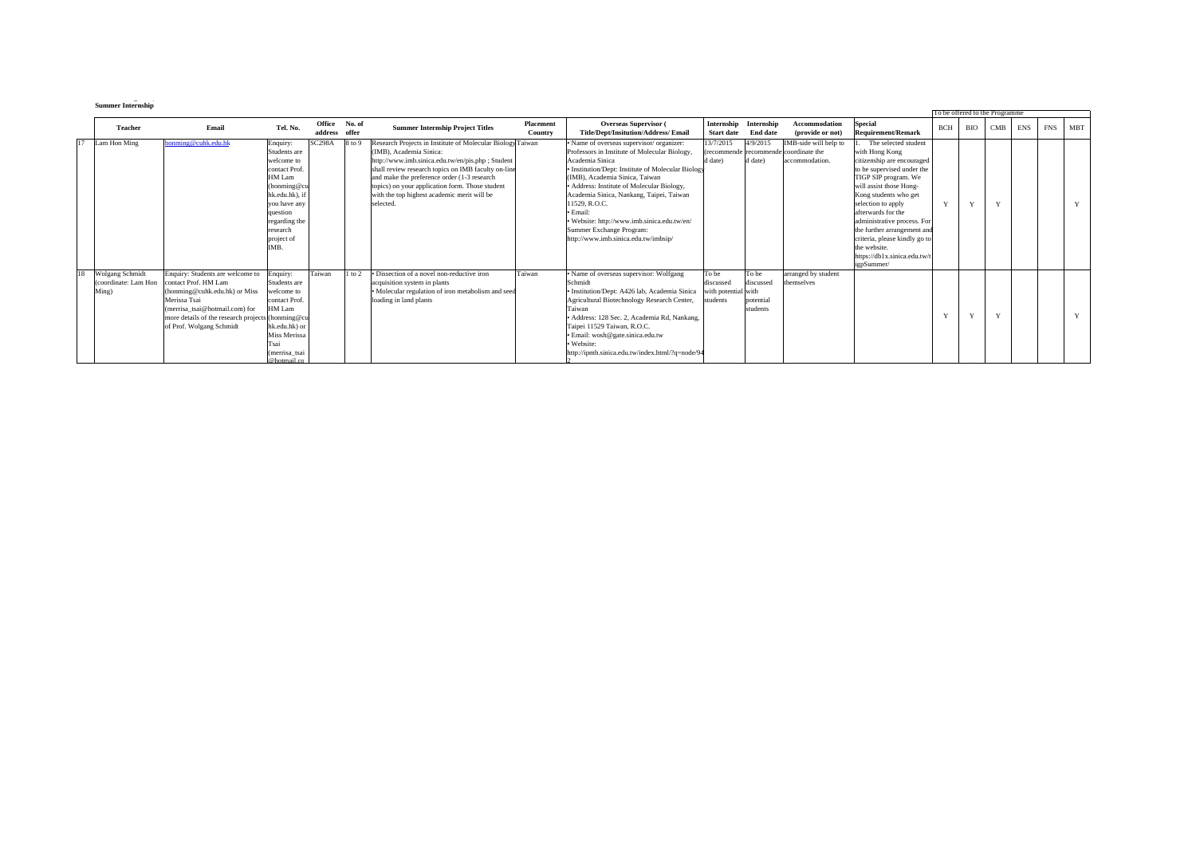**Summer Internship**

| | Teacher | Email | Tel. No. | Office address | No. of offer | Summer Internship Project Titles | Placement Country | Overseas Supervisor ( Title/Dept/Insitution/Address/ Email | Internship Start date | Internship End date | Accommodation (provide or not) | Special Requirement/Remark | To be offered to the Programme BCH | BIO | CMB | ENS | FNS | MBT |
|---|---|---|---|---|---|---|---|---|---|---|---|---|---|---|---|---|---|---|
| 17 | Lam Hon Ming | honming@cuhk.edu.hk | Enquiry: Students are welcome to contact Prof. HM Lam (honming@cuhk.edu.hk), if you have any question regarding the research project of IMB. | SC298A | 8 to 9 | Research Projects in Institute of Molecular Biology (IMB), Academia Sinica: http://www.imb.sinica.edu.tw/en/pis.php ; Student shall review research topics on IMB faculty on-line and make the preference order (1-3 research topics) on your application form. Those student with the top highest academic merit will be selected. | Taiwan | • Name of overseas supervisor/ organizer: Professors in Institute of Molecular Biology, Academia Sinica<br>• Institution/Dept: Institute of Molecular Biology (IMB), Academia Sinica, Taiwan<br>• Address: Institute of Molecular Biology, Academia Sinica, Nankang, Taipei, Taiwan 11529, R.O.C.<br>• Email:<br>• Website: http://www.imb.sinica.edu.tw/en/ Summer Exchange Program: http://www.imb.sinica.edu.tw/imbsip/ | 13/7/2015 (recommended date) | 4/9/2015 (recommended date) | IMB-side will help to coordinate the accommodation. | 1. The selected student with Hong Kong citizenship are encouraged to be supervised under the TIGP SIP program. We will assist those Hong-Kong students who get selection to apply afterwards for the administrative process. For the further arrangement and criteria, please kindly go to the website. https://db1x.sinica.edu.tw/tigpSummer/ | Y | Y | Y | | | Y |
| 18 | Wolgang Schmidt (coordinate: Lam Hon Ming) | Enquiry: Students are welcome to contact Prof. HM Lam (honming@cuhk.edu.hk) or Miss Merissa Tsai (merrisa_tsai@hotmail.com) for more details of the research projects of Prof. Wolgang Schmidt | Enquiry: Students are welcome to contact Prof. HM Lam (honming@cuhk.edu.hk) or Miss Merissa Tsai (merrisa_tsai@hotmail.co | Taiwan | 1 to 2 | • Dissection of a novel non-reductive iron acquisition system in plants<br>• Molecular regulation of iron metabolism and seed loading in land plants | Taiwan | • Name of overseas supervisor: Wolfgang Schmidt<br>• Institution/Dept: A426 lab, Academia Sinica Agricultural Biotechnology Research Center, Taiwan<br>• Address: 128 Sec. 2, Academia Rd, Nankang, Taipei 11529 Taiwan, R.O.C.<br>• Email: wosh@gate.sinica.edu.tw<br>• Website: http://ipmb.sinica.edu.tw/index.html/?q=node/942 | To be discussed with potential students | To be discussed with potential students | arranged by student themselves | | Y | Y | Y | | | Y |